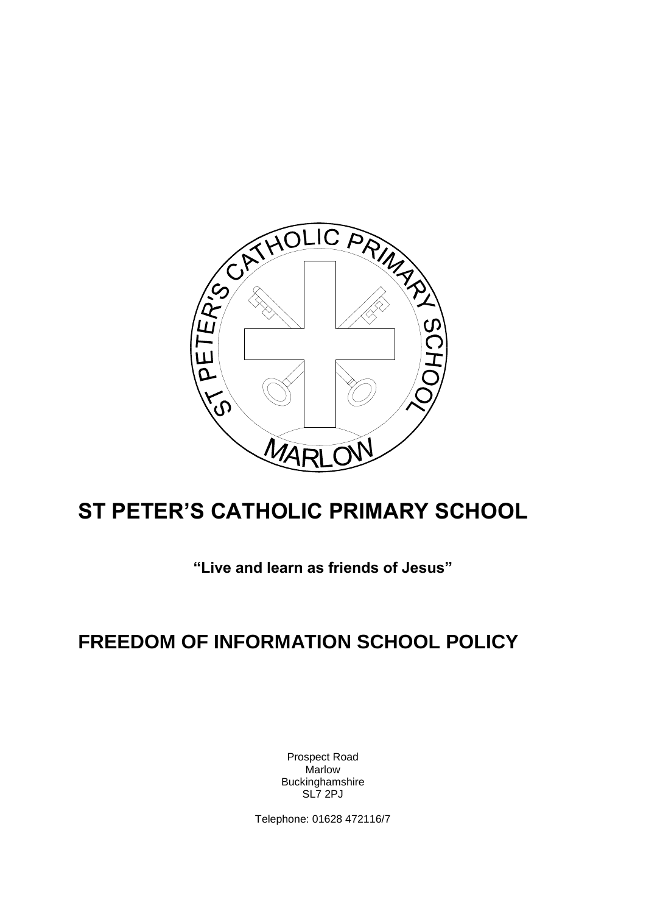# ST PETER'S CATHOLIC PRIMARY SCHOOL

**"Live and learn as friends of Jesus"**

# FREEDOM OF INFORMATION SCHOOL POLICY

Prospect Road
Marlow
Buckinghamshire
SL7 2PJ

Telephone: 01628 472116/7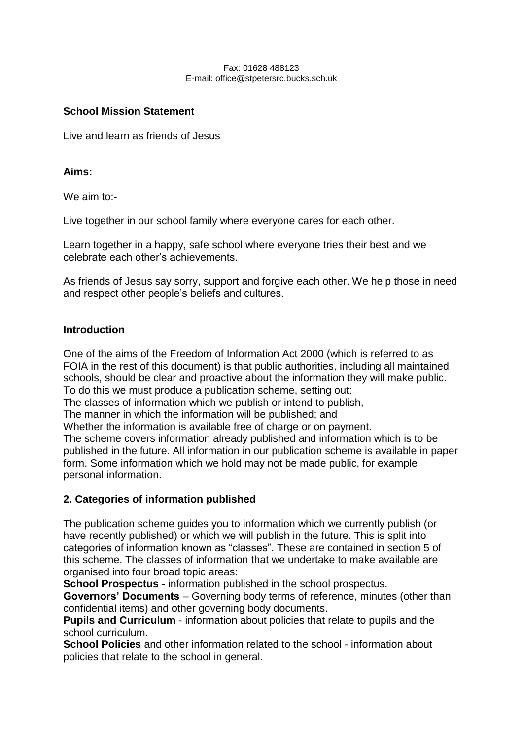Fax: 01628 488123
E-mail: office@stpetersrc.bucks.sch.uk

**School Mission Statement**

Live and learn as friends of Jesus

**Aims:**

We aim to:-

Live together in our school family where everyone cares for each other.

Learn together in a happy, safe school where everyone tries their best and we celebrate each other's achievements.

As friends of Jesus say sorry, support and forgive each other. We help those in need and respect other people's beliefs and cultures.

**Introduction**

One of the aims of the Freedom of Information Act 2000 (which is referred to as FOIA in the rest of this document) is that public authorities, including all maintained schools, should be clear and proactive about the information they will make public. To do this we must produce a publication scheme, setting out:

The classes of information which we publish or intend to publish,

The manner in which the information will be published; and

Whether the information is available free of charge or on payment.

The scheme covers information already published and information which is to be published in the future. All information in our publication scheme is available in paper form. Some information which we hold may not be made public, for example personal information.

**2. Categories of information published**

The publication scheme guides you to information which we currently publish (or have recently published) or which we will publish in the future. This is split into categories of information known as "classes". These are contained in section 5 of this scheme. The classes of information that we undertake to make available are organised into four broad topic areas:

**School Prospectus** - information published in the school prospectus.

**Governors' Documents** – Governing body terms of reference, minutes (other than confidential items) and other governing body documents.

**Pupils and Curriculum** - information about policies that relate to pupils and the school curriculum.

**School Policies** and other information related to the school - information about policies that relate to the school in general.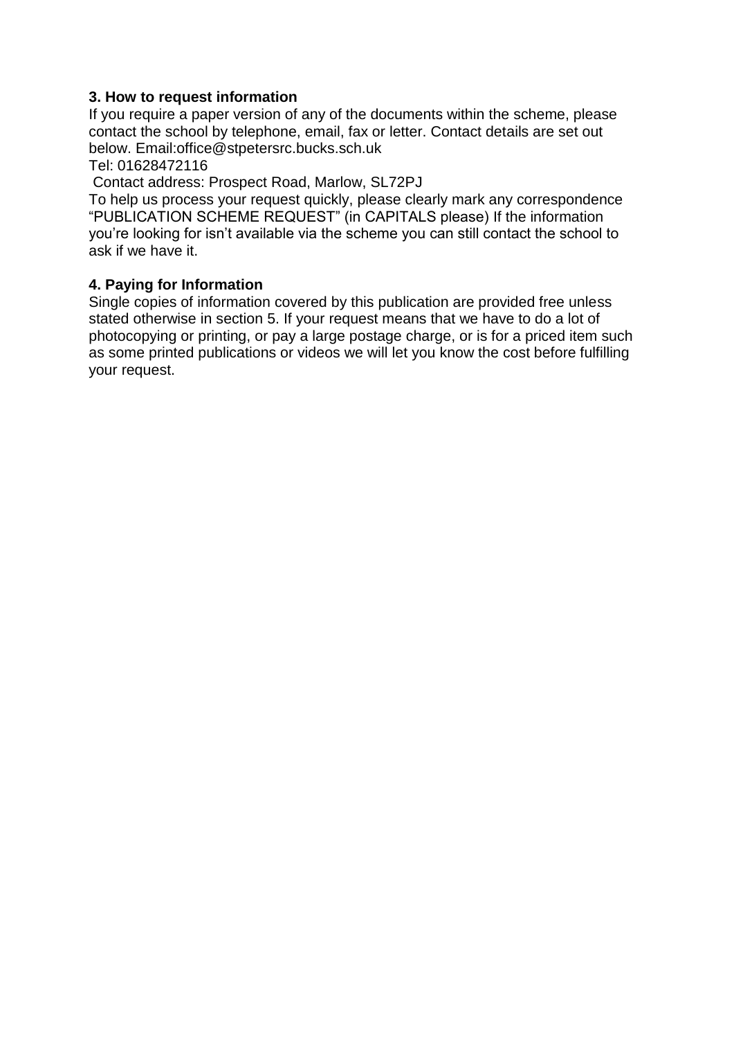### 3. How to request information

If you require a paper version of any of the documents within the scheme, please contact the school by telephone, email, fax or letter. Contact details are set out below. Email:office@stpetersrc.bucks.sch.uk

Tel: 01628472116

Contact address: Prospect Road, Marlow, SL72PJ

To help us process your request quickly, please clearly mark any correspondence "PUBLICATION SCHEME REQUEST" (in CAPITALS please) If the information you're looking for isn't available via the scheme you can still contact the school to ask if we have it.

### 4. Paying for Information

Single copies of information covered by this publication are provided free unless stated otherwise in section 5. If your request means that we have to do a lot of photocopying or printing, or pay a large postage charge, or is for a priced item such as some printed publications or videos we will let you know the cost before fulfilling your request.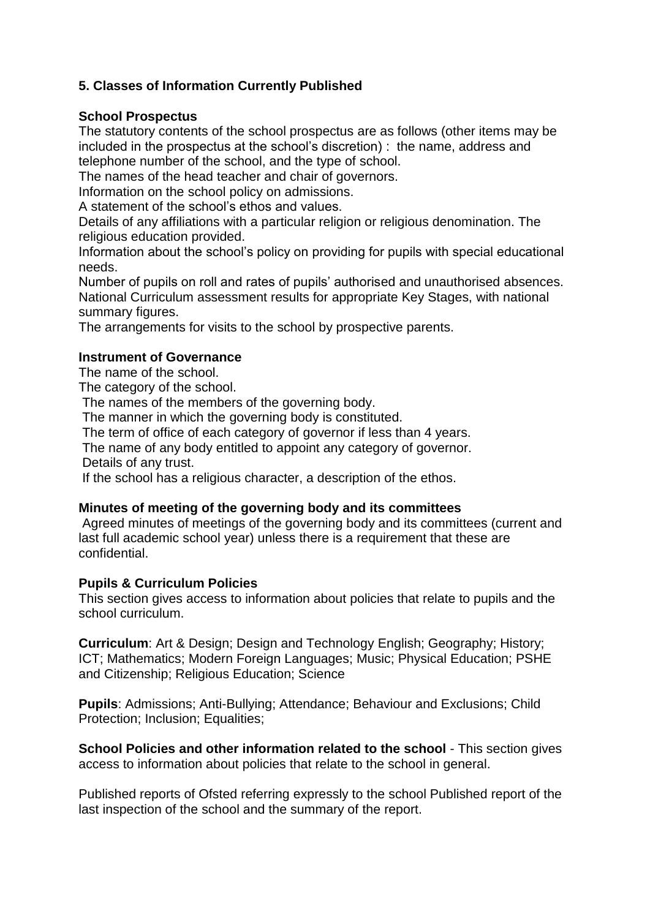## 5. Classes of Information Currently Published

**School Prospectus**

The statutory contents of the school prospectus are as follows (other items may be included in the prospectus at the school's discretion) : the name, address and telephone number of the school, and the type of school.

The names of the head teacher and chair of governors.

Information on the school policy on admissions.

A statement of the school's ethos and values.

Details of any affiliations with a particular religion or religious denomination. The religious education provided.

Information about the school's policy on providing for pupils with special educational needs.

Number of pupils on roll and rates of pupils' authorised and unauthorised absences.

National Curriculum assessment results for appropriate Key Stages, with national summary figures.

The arrangements for visits to the school by prospective parents.

**Instrument of Governance**

The name of the school.

The category of the school.

The names of the members of the governing body.

The manner in which the governing body is constituted.

The term of office of each category of governor if less than 4 years.

The name of any body entitled to appoint any category of governor.

Details of any trust.

If the school has a religious character, a description of the ethos.

**Minutes of meeting of the governing body and its committees**

Agreed minutes of meetings of the governing body and its committees (current and last full academic school year) unless there is a requirement that these are confidential.

**Pupils & Curriculum Policies**

This section gives access to information about policies that relate to pupils and the school curriculum.

**Curriculum**: Art & Design; Design and Technology English; Geography; History; ICT; Mathematics; Modern Foreign Languages; Music; Physical Education; PSHE and Citizenship; Religious Education; Science

**Pupils**: Admissions; Anti-Bullying; Attendance; Behaviour and Exclusions; Child Protection; Inclusion; Equalities;

**School Policies and other information related to the school** - This section gives access to information about policies that relate to the school in general.

Published reports of Ofsted referring expressly to the school Published report of the last inspection of the school and the summary of the report.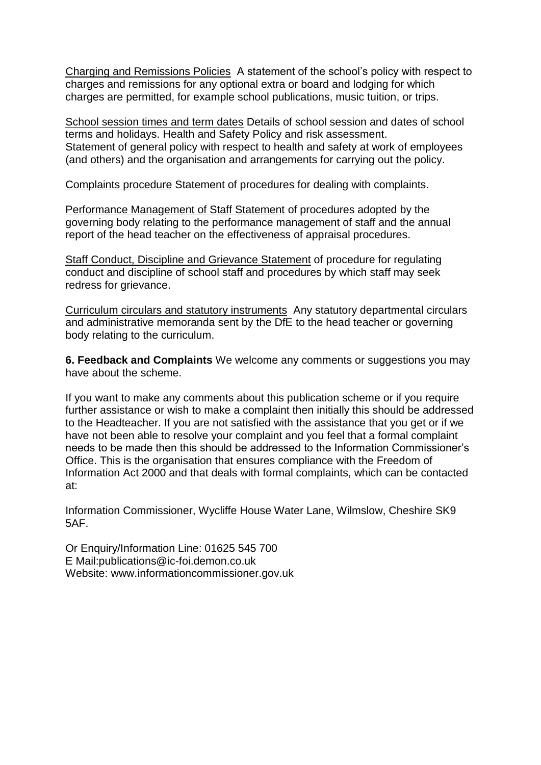Charging and Remissions Policies A statement of the school's policy with respect to charges and remissions for any optional extra or board and lodging for which charges are permitted, for example school publications, music tuition, or trips.

School session times and term dates Details of school session and dates of school terms and holidays. Health and Safety Policy and risk assessment.
Statement of general policy with respect to health and safety at work of employees (and others) and the organisation and arrangements for carrying out the policy.

Complaints procedure Statement of procedures for dealing with complaints.

Performance Management of Staff Statement of procedures adopted by the governing body relating to the performance management of staff and the annual report of the head teacher on the effectiveness of appraisal procedures.

Staff Conduct, Discipline and Grievance Statement of procedure for regulating conduct and discipline of school staff and procedures by which staff may seek redress for grievance.

Curriculum circulars and statutory instruments Any statutory departmental circulars and administrative memoranda sent by the DfE to the head teacher or governing body relating to the curriculum.

**6. Feedback and Complaints** We welcome any comments or suggestions you may have about the scheme.

If you want to make any comments about this publication scheme or if you require further assistance or wish to make a complaint then initially this should be addressed to the Headteacher. If you are not satisfied with the assistance that you get or if we have not been able to resolve your complaint and you feel that a formal complaint needs to be made then this should be addressed to the Information Commissioner's Office. This is the organisation that ensures compliance with the Freedom of Information Act 2000 and that deals with formal complaints, which can be contacted at:

Information Commissioner, Wycliffe House Water Lane, Wilmslow, Cheshire SK9 5AF.

Or Enquiry/Information Line: 01625 545 700
E Mail:publications@ic-foi.demon.co.uk
Website: www.informationcommissioner.gov.uk